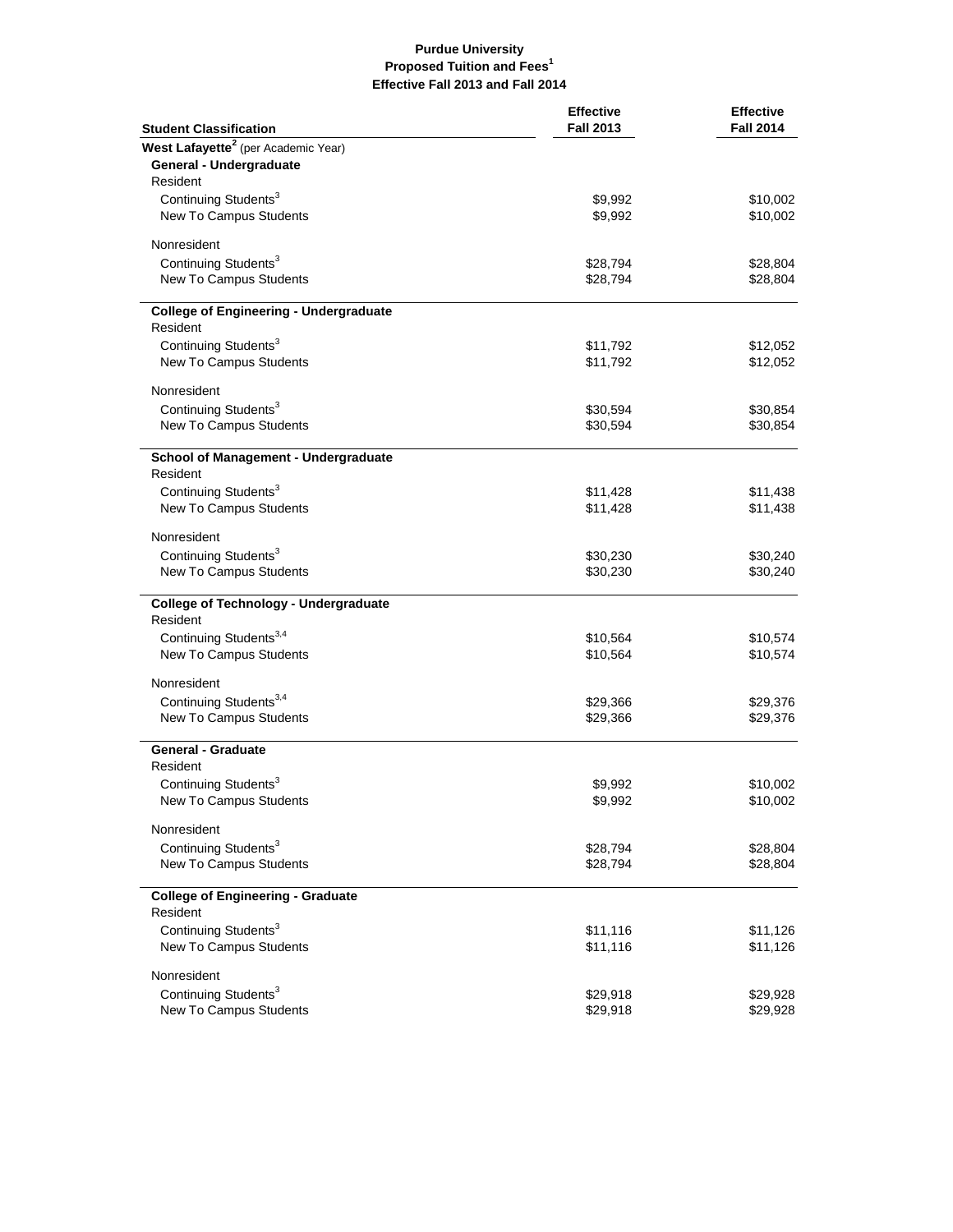**Purdue University**
**Proposed Tuition and Fees[1]**
**Effective Fall 2013 and Fall 2014**

| Student Classification | Effective Fall 2013 | Effective Fall 2014 |
|---|---|---|
| **West Lafayette[2]** (per Academic Year) | | |
| **General - Undergraduate** | | |
| Resident | | |
| Continuing Students[3] | $9,992 | $10,002 |
| New To Campus Students | $9,992 | $10,002 |
| Nonresident | | |
| Continuing Students[3] | $28,794 | $28,804 |
| New To Campus Students | $28,794 | $28,804 |
| **College of Engineering - Undergraduate** | | |
| Resident | | |
| Continuing Students[3] | $11,792 | $12,052 |
| New To Campus Students | $11,792 | $12,052 |
| Nonresident | | |
| Continuing Students[3] | $30,594 | $30,854 |
| New To Campus Students | $30,594 | $30,854 |
| **School of Management - Undergraduate** | | |
| Resident | | |
| Continuing Students[3] | $11,428 | $11,438 |
| New To Campus Students | $11,428 | $11,438 |
| Nonresident | | |
| Continuing Students[3] | $30,230 | $30,240 |
| New To Campus Students | $30,230 | $30,240 |
| **College of Technology - Undergraduate** | | |
| Resident | | |
| Continuing Students[3,4] | $10,564 | $10,574 |
| New To Campus Students | $10,564 | $10,574 |
| Nonresident | | |
| Continuing Students[3,4] | $29,366 | $29,376 |
| New To Campus Students | $29,366 | $29,376 |
| **General - Graduate** | | |
| Resident | | |
| Continuing Students[3] | $9,992 | $10,002 |
| New To Campus Students | $9,992 | $10,002 |
| Nonresident | | |
| Continuing Students[3] | $28,794 | $28,804 |
| New To Campus Students | $28,794 | $28,804 |
| **College of Engineering - Graduate** | | |
| Resident | | |
| Continuing Students[3] | $11,116 | $11,126 |
| New To Campus Students | $11,116 | $11,126 |
| Nonresident | | |
| Continuing Students[3] | $29,918 | $29,928 |
| New To Campus Students | $29,918 | $29,928 |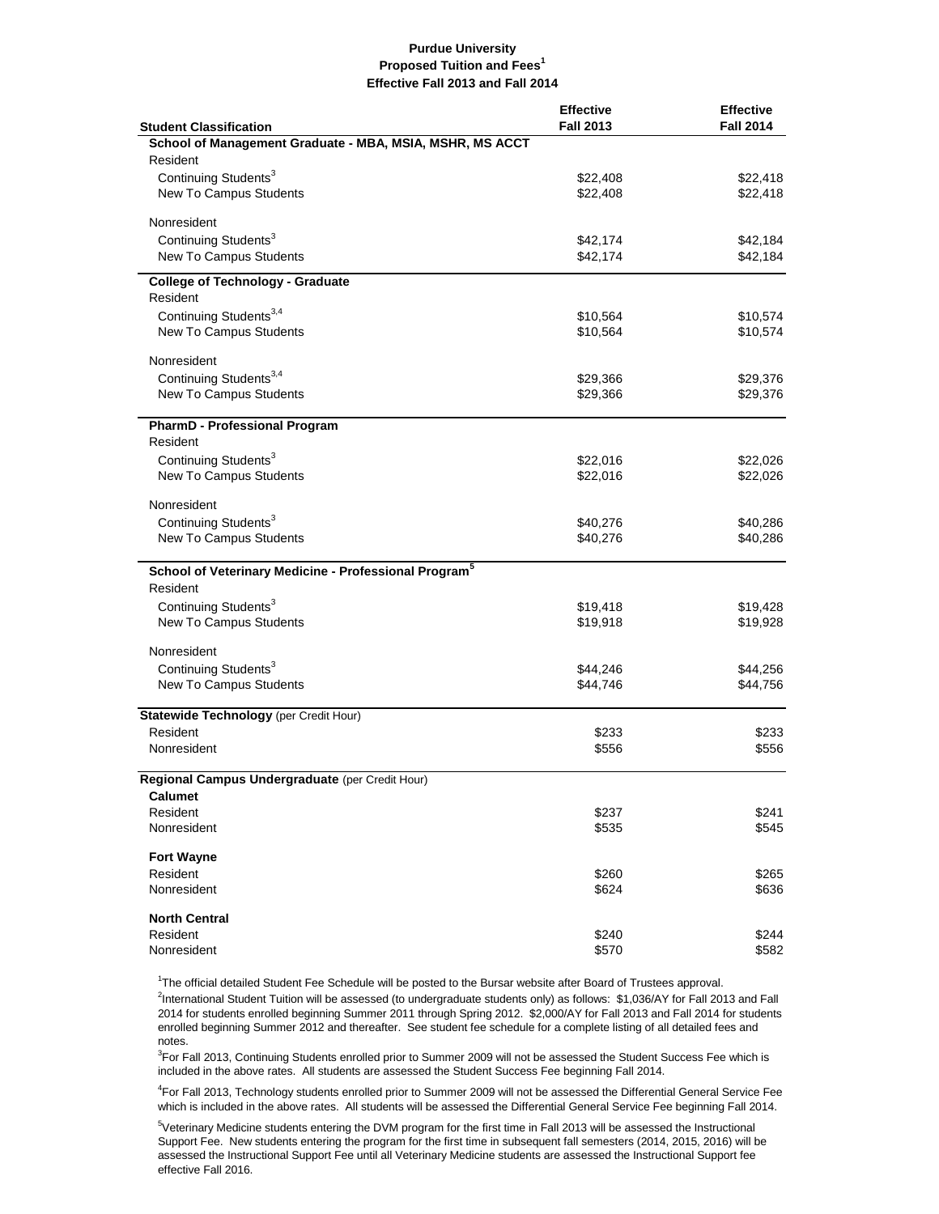**Purdue University**
**Proposed Tuition and Fees[1]**
**Effective Fall 2013 and Fall 2014**

| Student Classification | Effective Fall 2013 | Effective Fall 2014 |
|---|---|---|
| **School of Management Graduate - MBA, MSIA, MSHR, MS ACCT** | | |
| Resident | | |
| Continuing Students[3] | $22,408 | $22,418 |
| New To Campus Students | $22,408 | $22,418 |
| Nonresident | | |
| Continuing Students[3] | $42,174 | $42,184 |
| New To Campus Students | $42,174 | $42,184 |
| **College of Technology - Graduate** | | |
| Resident | | |
| Continuing Students[3,4] | $10,564 | $10,574 |
| New To Campus Students | $10,564 | $10,574 |
| Nonresident | | |
| Continuing Students[3,4] | $29,366 | $29,376 |
| New To Campus Students | $29,366 | $29,376 |
| **PharmD - Professional Program** | | |
| Resident | | |
| Continuing Students[3] | $22,016 | $22,026 |
| New To Campus Students | $22,016 | $22,026 |
| Nonresident | | |
| Continuing Students[3] | $40,276 | $40,286 |
| New To Campus Students | $40,276 | $40,286 |
| **School of Veterinary Medicine - Professional Program[5]** | | |
| Resident | | |
| Continuing Students[3] | $19,418 | $19,428 |
| New To Campus Students | $19,918 | $19,928 |
| Nonresident | | |
| Continuing Students[3] | $44,246 | $44,256 |
| New To Campus Students | $44,746 | $44,756 |
| **Statewide Technology** (per Credit Hour) | | |
| Resident | $233 | $233 |
| Nonresident | $556 | $556 |
| **Regional Campus Undergraduate** (per Credit Hour) | | |
| **Calumet** | | |
| Resident | $237 | $241 |
| Nonresident | $535 | $545 |
| **Fort Wayne** | | |
| Resident | $260 | $265 |
| Nonresident | $624 | $636 |
| **North Central** | | |
| Resident | $240 | $244 |
| Nonresident | $570 | $582 |

[1]The official detailed Student Fee Schedule will be posted to the Bursar website after Board of Trustees approval.

[2]International Student Tuition will be assessed (to undergraduate students only) as follows: $1,036/AY for Fall 2013 and Fall 2014 for students enrolled beginning Summer 2011 through Spring 2012. $2,000/AY for Fall 2013 and Fall 2014 for students enrolled beginning Summer 2012 and thereafter. See student fee schedule for a complete listing of all detailed fees and notes.

[3]For Fall 2013, Continuing Students enrolled prior to Summer 2009 will not be assessed the Student Success Fee which is included in the above rates. All students are assessed the Student Success Fee beginning Fall 2014.

[4]For Fall 2013, Technology students enrolled prior to Summer 2009 will not be assessed the Differential General Service Fee which is included in the above rates. All students will be assessed the Differential General Service Fee beginning Fall 2014.

[5]Veterinary Medicine students entering the DVM program for the first time in Fall 2013 will be assessed the Instructional Support Fee. New students entering the program for the first time in subsequent fall semesters (2014, 2015, 2016) will be assessed the Instructional Support Fee until all Veterinary Medicine students are assessed the Instructional Support fee effective Fall 2016.